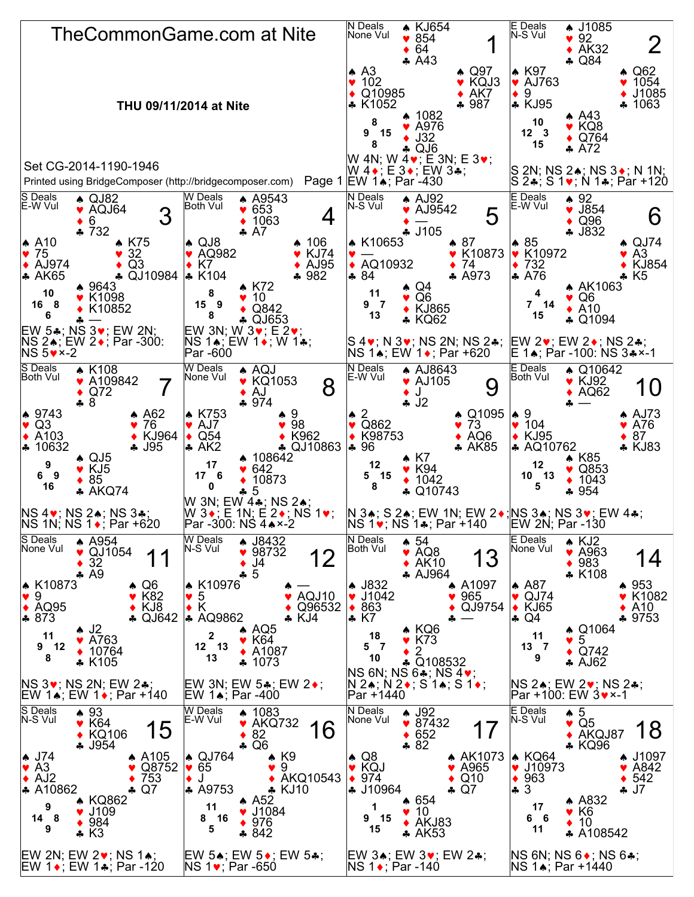# TheCommonGame.com at Nite

**THU 09/11/2014 at Nite**

Set CG-2014-1190-1946

Printed using BridgeComposer (http://bridgecomposer.com)

## Board 1

N Deals, None Vul

- North: ♠ KJ654 ♥ 854 ♦ 64 ♣ A43
- West: ♠ A3 ♥ 102 ♦ Q10985 ♣ K1052
- East: ♠ Q97 ♥ KQJ3 ♦ AK7 ♣ 987
- South: ♠ 1082 ♥ A976 ♦ J32 ♣ QJ6

HCP: N 8, W 9, E 15, S 8

W 4N; W 4♥; E 3N; E 3♥; W 4♦; E 3♦; EW 3♣; EW 1♠; Par -430

## Board 2

E Deals, N-S Vul

- North: ♠ J1085 ♥ 92 ♦ AK32 ♣ Q84
- West: ♠ K97 ♥ AJ763 ♦ 9 ♣ KJ95
- East: ♠ Q62 ♥ 1054 ♦ J1085 ♣ 1063
- South: ♠ A43 ♥ KQ8 ♦ Q764 ♣ A72

HCP: N 10, W 12, E 3, S 15

S 2N; NS 2♠; NS 3♦; N 1N; S 2♣; S 1♥; N 1♣; Par +120

## Board 3

S Deals, E-W Vul

- North: ♠ QJ82 ♥ AQJ64 ♦ 6 ♣ 732
- West: ♠ A10 ♥ 75 ♦ AJ974 ♣ AK65
- East: ♠ K75 ♥ 32 ♦ Q3 ♣ QJ10984
- South: ♠ 9643 ♥ K1098 ♦ K10852 ♣ —

HCP: N 10, W 16, E 8, S 6

EW 5♣; NS 3♥; EW 2N; NS 2♠; EW 2♦; Par -300: NS 5♥×-2

## Board 4

W Deals, Both Vul

- North: ♠ A9543 ♥ 653 ♦ 1063 ♣ A7
- West: ♠ QJ8 ♥ AQ982 ♦ K7 ♣ K104
- East: ♠ 106 ♥ KJ74 ♦ AJ95 ♣ 982
- South: ♠ K72 ♥ 10 ♦ Q842 ♣ QJ653

HCP: N 8, W 15, E 9, S 8

EW 3N; W 3♥; E 2♥; NS 1♠; EW 1♦; W 1♣; Par -600

## Board 5

N Deals, N-S Vul

- North: ♠ AJ92 ♥ AJ9542 ♦ — ♣ J105
- West: ♠ K10653 ♥ — ♦ AQ10932 ♣ 84
- East: ♠ 87 ♥ K10873 ♦ 74 ♣ A973
- South: ♠ Q4 ♥ Q6 ♦ KJ865 ♣ KQ62

HCP: N 11, W 9, E 7, S 13

S 4♥; N 3♥; NS 2N; NS 2♣; NS 1♠; EW 1♦; Par +620

## Board 6

E Deals, E-W Vul

- North: ♠ 92 ♥ J854 ♦ Q96 ♣ J832
- West: ♠ 85 ♥ K10972 ♦ 732 ♣ A76
- East: ♠ QJ74 ♥ A3 ♦ KJ854 ♣ K5
- South: ♠ AK1063 ♥ Q6 ♦ A10 ♣ Q1094

HCP: N 4, W 7, E 14, S 15

EW 2♥; EW 2♦; NS 2♣; E 1♠; Par -100: NS 3♣×-1

## Board 7

S Deals, Both Vul

- North: ♠ K108 ♥ A109842 ♦ Q72 ♣ 8
- West: ♠ 9743 ♥ Q3 ♦ A103 ♣ 10632
- East: ♠ A62 ♥ 76 ♦ KJ964 ♣ J95
- South: ♠ QJ5 ♥ KJ5 ♦ 85 ♣ AKQ74

HCP: N 9, W 6, E 9, S 16

NS 4♥; NS 2♠; NS 3♣; NS 1N; NS 1♦; Par +620

## Board 8

W Deals, None Vul

- North: ♠ AQJ ♥ KQ1053 ♦ AJ ♣ 974
- West: ♠ K753 ♥ AJ7 ♦ Q54 ♣ AK2
- East: ♠ 9 ♥ 98 ♦ K962 ♣ QJ10863
- South: ♠ 108642 ♥ 642 ♦ 10873 ♣ 5

HCP: N 17, W 17, E 6, S 0

W 3N; EW 4♣; NS 2♠; W 3♦; E 1N; E 2♦; NS 1♥; Par -300: NS 4♠×-2

## Board 9

N Deals, E-W Vul

- North: ♠ AJ8643 ♥ AJ105 ♦ J ♣ J2
- West: ♠ 2 ♥ Q862 ♦ K98753 ♣ 96
- East: ♠ Q1095 ♥ 73 ♦ AQ6 ♣ AK85
- South: ♠ K7 ♥ K94 ♦ 1042 ♣ Q10743

HCP: N 12, W 5, E 15, S 8

N 3♠; S 2♠; EW 1N; EW 2♦; NS 1♥; NS 1♣; Par +140

## Board 10

E Deals, Both Vul

- North: ♠ Q10642 ♥ KJ92 ♦ AQ62 ♣ —
- West: ♠ 9 ♥ 104 ♦ KJ95 ♣ AQ10762
- East: ♠ AJ73 ♥ A76 ♦ 87 ♣ KJ83
- South: ♠ K85 ♥ Q853 ♦ 1043 ♣ 954

HCP: N 12, W 10, E 13, S 5

NS 3♠; NS 3♥; EW 4♣; EW 2N; Par -130

## Board 11

S Deals, None Vul

- North: ♠ A954 ♥ QJ1054 ♦ 32 ♣ A9
- West: ♠ K10873 ♥ 9 ♦ AQ95 ♣ 873
- East: ♠ Q6 ♥ K82 ♦ KJ8 ♣ QJ642
- South: ♠ J2 ♥ A763 ♦ 10764 ♣ K105

HCP: N 11, W 9, E 12, S 8

NS 3♥; NS 2N; EW 2♣; EW 1♠; EW 1♦; Par +140

## Board 12

W Deals, N-S Vul

- North: ♠ J8432 ♥ 98732 ♦ J4 ♣ 5
- West: ♠ K10976 ♥ 5 ♦ K ♣ AQ9862
- East: ♠ — ♥ AQJ10 ♦ Q96532 ♣ KJ4
- South: ♠ AQ5 ♥ K64 ♦ A1087 ♣ 1073

HCP: N 2, W 12, E 13, S 13

EW 3N; EW 5♣; EW 2♦; EW 1♠; Par -400

## Board 13

N Deals, Both Vul

- North: ♠ 54 ♥ AQ8 ♦ AK10 ♣ AJ964
- West: ♠ J832 ♥ J1042 ♦ 863 ♣ K7
- East: ♠ A1097 ♥ 965 ♦ QJ9754 ♣ —
- South: ♠ KQ6 ♥ K73 ♦ 2 ♣ Q108532

HCP: N 18, W 5, E 7, S 10

NS 6N; NS 6♣; NS 4♥; N 2♠; N 2♦; S 1♠; S 1♦; Par +1440

## Board 14

E Deals, None Vul

- North: ♠ KJ2 ♥ A963 ♦ 983 ♣ K108
- West: ♠ A87 ♥ QJ74 ♦ KJ65 ♣ Q4
- East: ♠ 953 ♥ K1082 ♦ A10 ♣ 9753
- South: ♠ Q1064 ♥ 5 ♦ Q742 ♣ AJ62

HCP: N 11, W 13, E 7, S 9

NS 2♠; EW 2♥; NS 2♣; Par +100: EW 3♥×-1

## Board 15

S Deals, N-S Vul

- North: ♠ 93 ♥ K64 ♦ KQ106 ♣ J954
- West: ♠ J74 ♥ A3 ♦ AJ2 ♣ A10862
- East: ♠ A105 ♥ Q8752 ♦ 753 ♣ Q7
- South: ♠ KQ862 ♥ J109 ♦ 984 ♣ K3

HCP: N 9, W 14, E 8, S 9

EW 2N; EW 2♥; NS 1♠; EW 1♦; EW 1♣; Par -120

## Board 16

W Deals, E-W Vul

- North: ♠ 1083 ♥ AKQ732 ♦ 82 ♣ Q6
- West: ♠ QJ764 ♥ 65 ♦ J ♣ A9753
- East: ♠ K9 ♥ 9 ♦ AKQ10543 ♣ KJ10
- South: ♠ A52 ♥ J1084 ♦ 976 ♣ 842

HCP: N 11, W 8, E 16, S 5

EW 5♠; EW 5♦; EW 5♣; NS 1♥; Par -650

## Board 17

N Deals, None Vul

- North: ♠ J92 ♥ 87432 ♦ 652 ♣ 82
- West: ♠ Q8 ♥ KQJ ♦ 974 ♣ J10964
- East: ♠ AK1073 ♥ A965 ♦ Q10 ♣ Q7
- South: ♠ 654 ♥ 10 ♦ AKJ83 ♣ AK53

HCP: N 1, W 9, E 15, S 15

EW 3♠; EW 3♥; EW 2♣; NS 1♦; Par -140

## Board 18

E Deals, N-S Vul

- North: ♠ 5 ♥ Q5 ♦ AKQJ87 ♣ KQ96
- West: ♠ KQ64 ♥ J10973 ♦ 963 ♣ 3
- East: ♠ J1097 ♥ A842 ♦ 542 ♣ J7
- South: ♠ A832 ♥ K6 ♦ 10 ♣ A108542

HCP: N 17, W 6, E 6, S 11

NS 6N; NS 6♦; NS 6♣; NS 1♠; Par +1440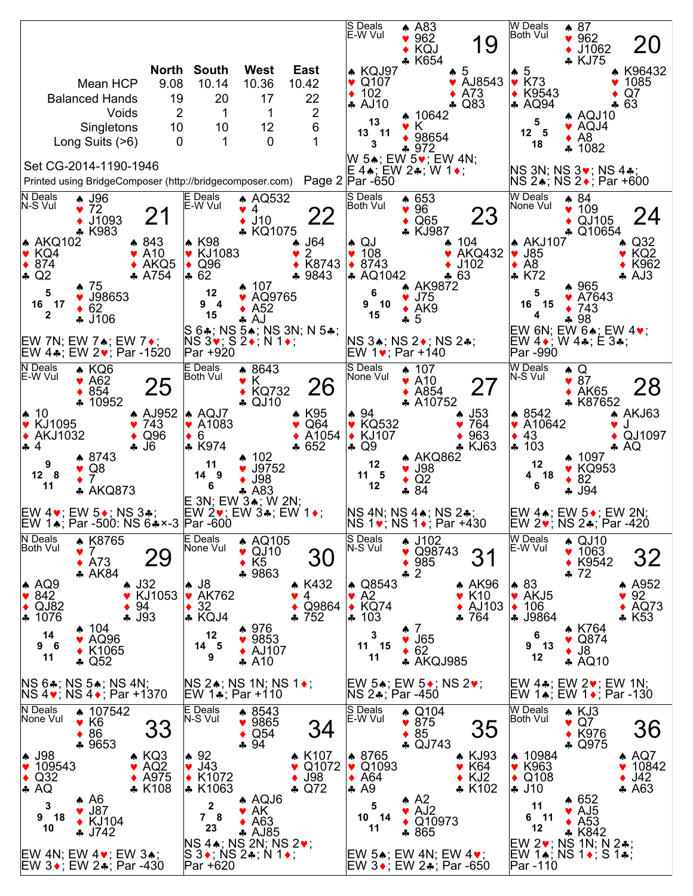| | North | South | West | East |
|---|---|---|---|---|
| Mean HCP | 9.08 | 10.14 | 10.36 | 10.42 |
| Balanced Hands | 19 | 20 | 17 | 22 |
| Voids | 2 | 1 | 1 | 2 |
| Singletons | 10 | 10 | 12 | 6 |
| Long Suits (>6) | 0 | 1 | 0 | 1 |

Set CG-2014-1190-1946

Printed using BridgeComposer (http://bridgecomposer.com)

## Board 19

S Deals, E-W Vul

North: ♠ A83 ♥ 962 ♦ KQJ ♣ K654

West: ♠ KQJ97 ♥ Q107 ♦ 102 ♣ AJ10

East: ♠ 5 ♥ AJ8543 ♦ A73 ♣ Q83

South: ♠ 10642 ♥ K ♦ 98654 ♣ 972

HCP: N 13, W 13, E 11, S 3

W 5♠; EW 5♥; EW 4N; E 4♠; EW 2♣; W 1♦; Par -650

## Board 20

W Deals, Both Vul

North: ♠ 87 ♥ 962 ♦ J1062 ♣ KJ75

West: ♠ 5 ♥ K73 ♦ K9543 ♣ AQ94

East: ♠ K96432 ♥ 1085 ♦ Q7 ♣ 63

South: ♠ AQJ10 ♥ AQJ4 ♦ A8 ♣ 1082

HCP: N 5, W 12, E 5, S 18

NS 3N; NS 3♥; NS 4♣; NS 2♠; NS 2♦; Par +600

## Board 21

N Deals, N-S Vul

North: ♠ J96 ♥ 72 ♦ J1093 ♣ K983

West: ♠ AKQ102 ♥ KQ4 ♦ 874 ♣ Q2

East: ♠ 843 ♥ A10 ♦ AKQ5 ♣ A754

South: ♠ 75 ♥ J98653 ♦ 62 ♣ J106

HCP: N 5, W 16, E 17, S 2

EW 7N; EW 7♠; EW 7♦; EW 4♣; EW 2♥; Par -1520

## Board 22

E Deals, E-W Vul

North: ♠ AQ532 ♥ 4 ♦ J10 ♣ KQ1075

West: ♠ K98 ♥ KJ1083 ♦ Q96 ♣ 62

East: ♠ J64 ♥ 2 ♦ K8743 ♣ 9843

South: ♠ 107 ♥ AQ9765 ♦ A52 ♣ AJ

HCP: N 12, W 9, E 4, S 15

S 6♣; NS 5♠; NS 3N; N 5♣; NS 3♥; S 2♦; N 1♦; Par +920

## Board 23

S Deals, Both Vul

North: ♠ 653 ♥ 96 ♦ Q65 ♣ KJ987

West: ♠ QJ ♥ 108 ♦ 8743 ♣ AQ1042

East: ♠ 104 ♥ AKQ432 ♦ J102 ♣ 63

South: ♠ AK9872 ♥ J75 ♦ AK9 ♣ 5

HCP: N 6, W 9, E 10, S 15

NS 3♠; NS 2♦; NS 2♣; EW 1♥; Par +140

## Board 24

W Deals, None Vul

North: ♠ 84 ♥ 109 ♦ QJ105 ♣ Q10654

West: ♠ AKJ107 ♥ J85 ♦ A8 ♣ K72

East: ♠ Q32 ♥ KQ2 ♦ K962 ♣ AJ3

South: ♠ 965 ♥ A7643 ♦ 743 ♣ 98

HCP: N 5, W 16, E 15, S 4

EW 6N; EW 6♠; EW 4♥; EW 4♦; W 4♣; E 3♣; Par -990

## Board 25

N Deals, E-W Vul

North: ♠ KQ6 ♥ A62 ♦ 854 ♣ 10952

West: ♠ 10 ♥ KJ1095 ♦ AKJ1032 ♣ 4

East: ♠ AJ952 ♥ 743 ♦ Q96 ♣ J6

South: ♠ 8743 ♥ Q8 ♦ 7 ♣ AKQ873

HCP: N 9, W 12, E 8, S 11

EW 4♥; EW 5♦; NS 3♣; EW 1♠; Par -500: NS 6♣×-3

## Board 26

E Deals, Both Vul

North: ♠ 8643 ♥ K ♦ KQ732 ♣ QJ10

West: ♠ AQJ7 ♥ A1083 ♦ 6 ♣ K974

East: ♠ K95 ♥ Q64 ♦ A1054 ♣ 652

South: ♠ 102 ♥ J9752 ♦ J98 ♣ A83

HCP: N 11, W 14, E 9, S 6

E 3N; EW 3♠; W 2N; EW 2♥; EW 3♣; EW 1♦; Par -600

## Board 27

S Deals, None Vul

North: ♠ 107 ♥ A10 ♦ A854 ♣ A10752

West: ♠ 94 ♥ KQ532 ♦ KJ107 ♣ Q9

East: ♠ J53 ♥ 764 ♦ 963 ♣ KJ63

South: ♠ AKQ862 ♥ J98 ♦ Q2 ♣ 84

HCP: N 12, W 11, E 5, S 12

NS 4N; NS 4♠; NS 2♣; NS 1♥; NS 1♦; Par +430

## Board 28

W Deals, N-S Vul

North: ♠ Q ♥ 87 ♦ AK65 ♣ K87652

West: ♠ 8542 ♥ A10642 ♦ 43 ♣ 103

East: ♠ AKJ63 ♥ J ♦ QJ1097 ♣ AQ

South: ♠ 1097 ♥ KQ953 ♦ 82 ♣ J94

HCP: N 12, W 4, E 18, S 6

EW 4♠; EW 5♦; EW 2N; EW 2♥; NS 2♣; Par -420

## Board 29

N Deals, Both Vul

North: ♠ K8765 ♥ 7 ♦ A73 ♣ AK84

West: ♠ AQ9 ♥ 842 ♦ QJ82 ♣ 1076

East: ♠ J32 ♥ KJ1053 ♦ 94 ♣ J93

South: ♠ 104 ♥ AQ96 ♦ K1065 ♣ Q52

HCP: N 14, W 9, E 6, S 11

NS 6♣; NS 5♠; NS 4N; NS 4♥; NS 4♦; Par +1370

## Board 30

E Deals, None Vul

North: ♠ AQ105 ♥ QJ10 ♦ K5 ♣ 9863

West: ♠ J8 ♥ AK762 ♦ 32 ♣ KQJ4

East: ♠ K432 ♥ 4 ♦ Q9864 ♣ 752

South: ♠ 976 ♥ 9853 ♦ AJ107 ♣ A10

HCP: N 12, W 14, E 5, S 9

NS 2♠; NS 1N; NS 1♦; EW 1♣; Par +110

## Board 31

S Deals, N-S Vul

North: ♠ J102 ♥ Q98743 ♦ 985 ♣ 2

West: ♠ Q8543 ♥ A2 ♦ KQ74 ♣ 103

East: ♠ AK96 ♥ K10 ♦ AJ103 ♣ 764

South: ♠ 7 ♥ J65 ♦ 62 ♣ AKQJ985

HCP: N 3, W 11, E 15, S 11

EW 5♠; EW 5♦; NS 2♥; NS 2♣; Par -450

## Board 32

W Deals, E-W Vul

North: ♠ QJ10 ♥ 1063 ♦ K9542 ♣ 72

West: ♠ 83 ♥ AKJ5 ♦ 106 ♣ J9864

East: ♠ A952 ♥ 92 ♦ AQ73 ♣ K53

South: ♠ K764 ♥ Q874 ♦ J8 ♣ AQ10

HCP: N 6, W 9, E 13, S 12

EW 4♣; EW 2♥; EW 1N; EW 1♠; EW 1♦; Par -130

## Board 33

N Deals, None Vul

North: ♠ 107542 ♥ K6 ♦ 86 ♣ 9653

West: ♠ J98 ♥ 109543 ♦ Q32 ♣ AQ

East: ♠ KQ3 ♥ AQ2 ♦ A975 ♣ K108

South: ♠ A6 ♥ J87 ♦ KJ104 ♣ J742

HCP: N 3, W 9, E 18, S 10

EW 4N; EW 4♥; EW 3♠; EW 3♦; EW 2♣; Par -430

## Board 34

E Deals, N-S Vul

North: ♠ 8543 ♥ 9865 ♦ Q54 ♣ 94

West: ♠ 92 ♥ J43 ♦ K1072 ♣ K1063

East: ♠ K107 ♥ Q1072 ♦ J98 ♣ Q72

South: ♠ AQJ6 ♥ AK ♦ A63 ♣ AJ85

HCP: N 2, W 7, E 8, S 23

NS 4♠; NS 2N; NS 2♥; S 3♦; NS 2♣; N 1♦; Par +620

## Board 35

S Deals, E-W Vul

North: ♠ Q104 ♥ 875 ♦ 85 ♣ QJ743

West: ♠ 8765 ♥ Q1093 ♦ A64 ♣ A9

East: ♠ KJ93 ♥ K64 ♦ KJ2 ♣ K102

South: ♠ A2 ♥ AJ2 ♦ Q10973 ♣ 865

HCP: N 5, W 10, E 14, S 11

EW 5♠; EW 4N; EW 4♥; EW 3♦; EW 2♣; Par -650

## Board 36

W Deals, Both Vul

North: ♠ KJ3 ♥ Q7 ♦ K976 ♣ Q975

West: ♠ 10984 ♥ K963 ♦ Q108 ♣ J10

East: ♠ AQ7 ♥ 10842 ♦ J42 ♣ A63

South: ♠ 652 ♥ AJ5 ♦ A53 ♣ K842

HCP: N 11, W 6, E 11, S 12

EW 2♥; NS 1N; N 2♣; EW 1♠; NS 1♦; S 1♣; Par -110